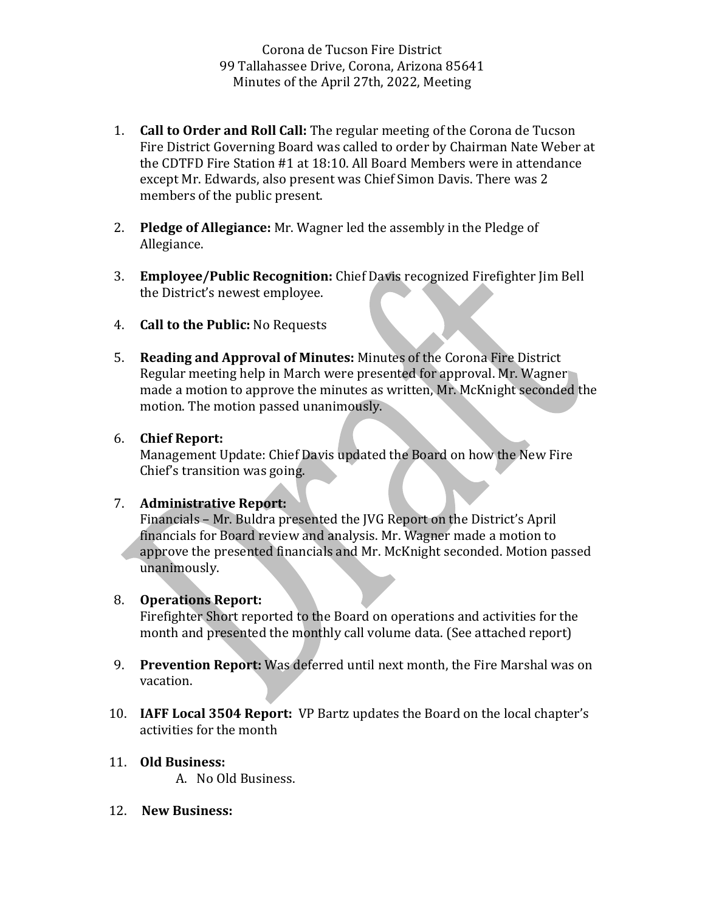Corona de Tucson Fire District
99 Tallahassee Drive, Corona, Arizona 85641
Minutes of the April 27th, 2022, Meeting

1. **Call to Order and Roll Call:** The regular meeting of the Corona de Tucson Fire District Governing Board was called to order by Chairman Nate Weber at the CDTFD Fire Station #1 at 18:10. All Board Members were in attendance except Mr. Edwards, also present was Chief Simon Davis. There was 2 members of the public present.

2. **Pledge of Allegiance:** Mr. Wagner led the assembly in the Pledge of Allegiance.

3. **Employee/Public Recognition:** Chief Davis recognized Firefighter Jim Bell the District's newest employee.

4. **Call to the Public:** No Requests

5. **Reading and Approval of Minutes:** Minutes of the Corona Fire District Regular meeting help in March were presented for approval. Mr. Wagner made a motion to approve the minutes as written, Mr. McKnight seconded the motion. The motion passed unanimously.

6. **Chief Report:**
   Management Update: Chief Davis updated the Board on how the New Fire Chief's transition was going.

7. **Administrative Report:**
   Financials – Mr. Buldra presented the JVG Report on the District's April financials for Board review and analysis. Mr. Wagner made a motion to approve the presented financials and Mr. McKnight seconded. Motion passed unanimously.

8. **Operations Report:**
   Firefighter Short reported to the Board on operations and activities for the month and presented the monthly call volume data. (See attached report)

9. **Prevention Report:** Was deferred until next month, the Fire Marshal was on vacation.

10. **IAFF Local 3504 Report:** VP Bartz updates the Board on the local chapter's activities for the month

11. **Old Business:**
    A. No Old Business.

12. **New Business:**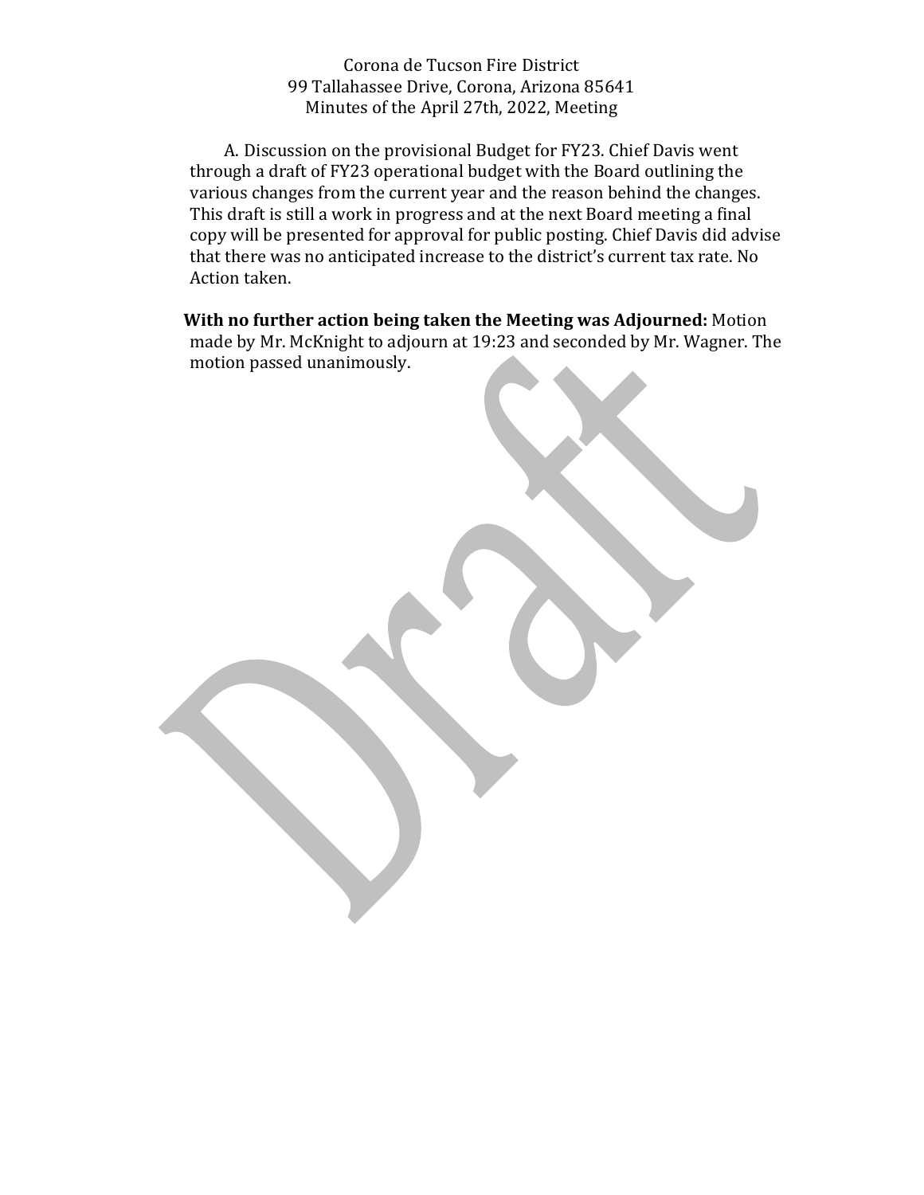Corona de Tucson Fire District
99 Tallahassee Drive, Corona, Arizona 85641
Minutes of the April 27th, 2022, Meeting

A. Discussion on the provisional Budget for FY23. Chief Davis went through a draft of FY23 operational budget with the Board outlining the various changes from the current year and the reason behind the changes. This draft is still a work in progress and at the next Board meeting a final copy will be presented for approval for public posting. Chief Davis did advise that there was no anticipated increase to the district's current tax rate. No Action taken.

**With no further action being taken the Meeting was Adjourned:** Motion made by Mr. McKnight to adjourn at 19:23 and seconded by Mr. Wagner. The motion passed unanimously.